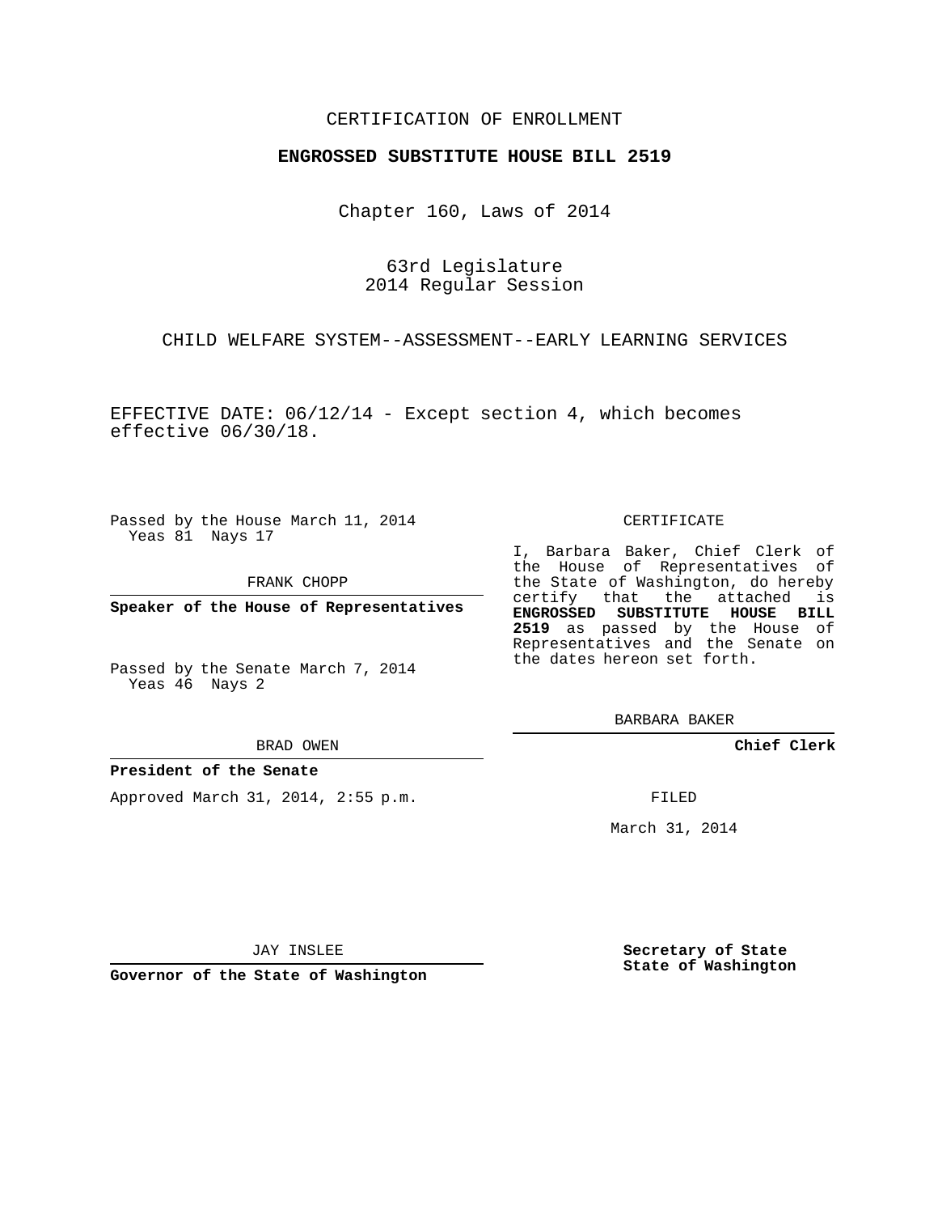CERTIFICATION OF ENROLLMENT

**ENGROSSED SUBSTITUTE HOUSE BILL 2519**

Chapter 160, Laws of 2014

63rd Legislature
2014 Regular Session

CHILD WELFARE SYSTEM--ASSESSMENT--EARLY LEARNING SERVICES

EFFECTIVE DATE: 06/12/14 - Except section 4, which becomes effective 06/30/18.

Passed by the House March 11, 2014
Yeas 81 Nays 17

FRANK CHOPP

**Speaker of the House of Representatives**

Passed by the Senate March 7, 2014
Yeas 46 Nays 2

BRAD OWEN

**President of the Senate**

Approved March 31, 2014, 2:55 p.m.

JAY INSLEE

**Governor of the State of Washington**

CERTIFICATE

I, Barbara Baker, Chief Clerk of the House of Representatives of the State of Washington, do hereby certify that the attached is **ENGROSSED SUBSTITUTE HOUSE BILL 2519** as passed by the House of Representatives and the Senate on the dates hereon set forth.

BARBARA BAKER

**Chief Clerk**

FILED

March 31, 2014

**Secretary of State**
**State of Washington**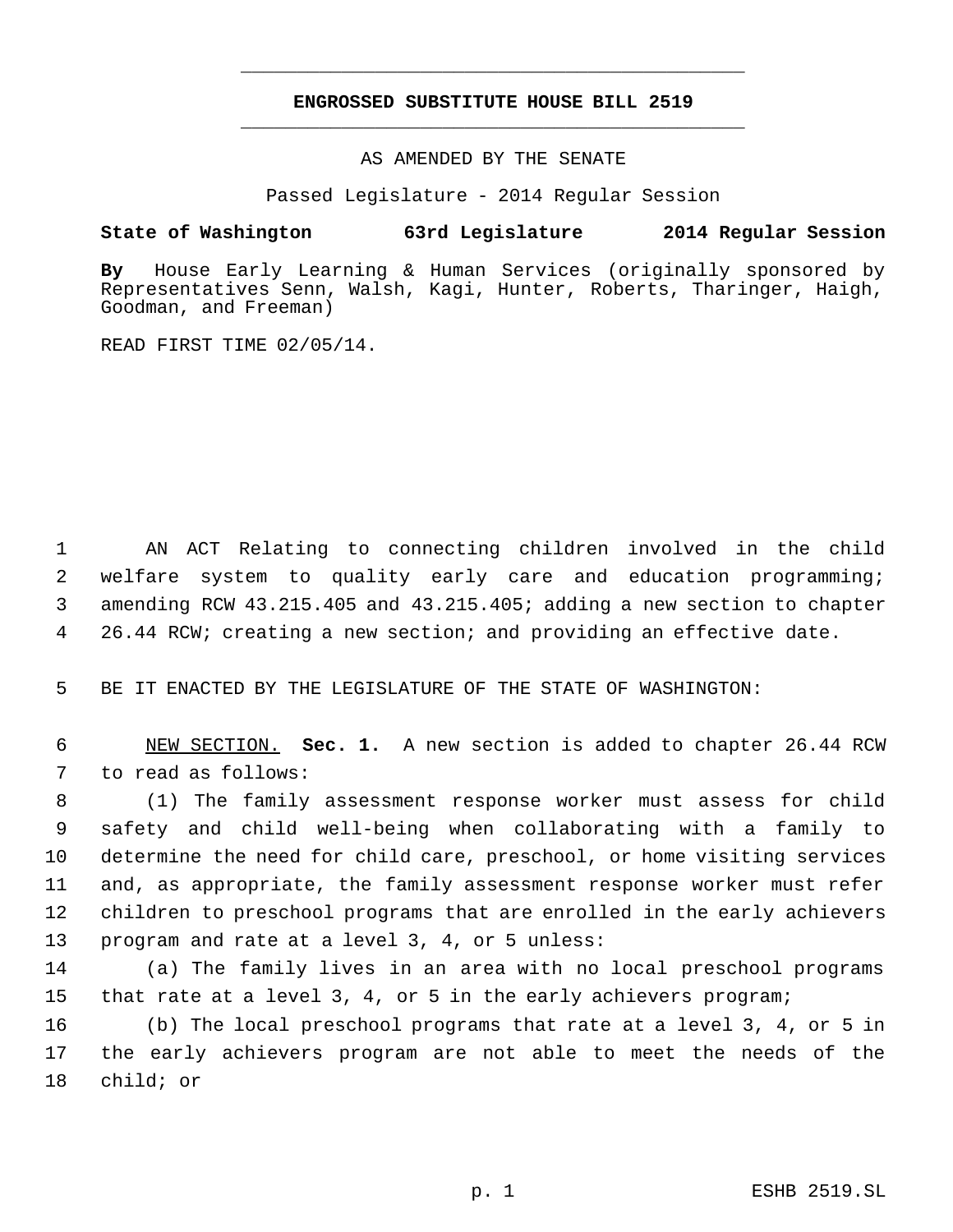# ENGROSSED SUBSTITUTE HOUSE BILL 2519

AS AMENDED BY THE SENATE

Passed Legislature - 2014 Regular Session

**State of Washington 63rd Legislature 2014 Regular Session**

**By** House Early Learning & Human Services (originally sponsored by Representatives Senn, Walsh, Kagi, Hunter, Roberts, Tharinger, Haigh, Goodman, and Freeman)

READ FIRST TIME 02/05/14.

AN ACT Relating to connecting children involved in the child welfare system to quality early care and education programming; amending RCW 43.215.405 and 43.215.405; adding a new section to chapter 26.44 RCW; creating a new section; and providing an effective date.

BE IT ENACTED BY THE LEGISLATURE OF THE STATE OF WASHINGTON:

NEW SECTION. **Sec. 1.** A new section is added to chapter 26.44 RCW to read as follows:

(1) The family assessment response worker must assess for child safety and child well-being when collaborating with a family to determine the need for child care, preschool, or home visiting services and, as appropriate, the family assessment response worker must refer children to preschool programs that are enrolled in the early achievers program and rate at a level 3, 4, or 5 unless:

(a) The family lives in an area with no local preschool programs that rate at a level 3, 4, or 5 in the early achievers program;

(b) The local preschool programs that rate at a level 3, 4, or 5 in the early achievers program are not able to meet the needs of the child; or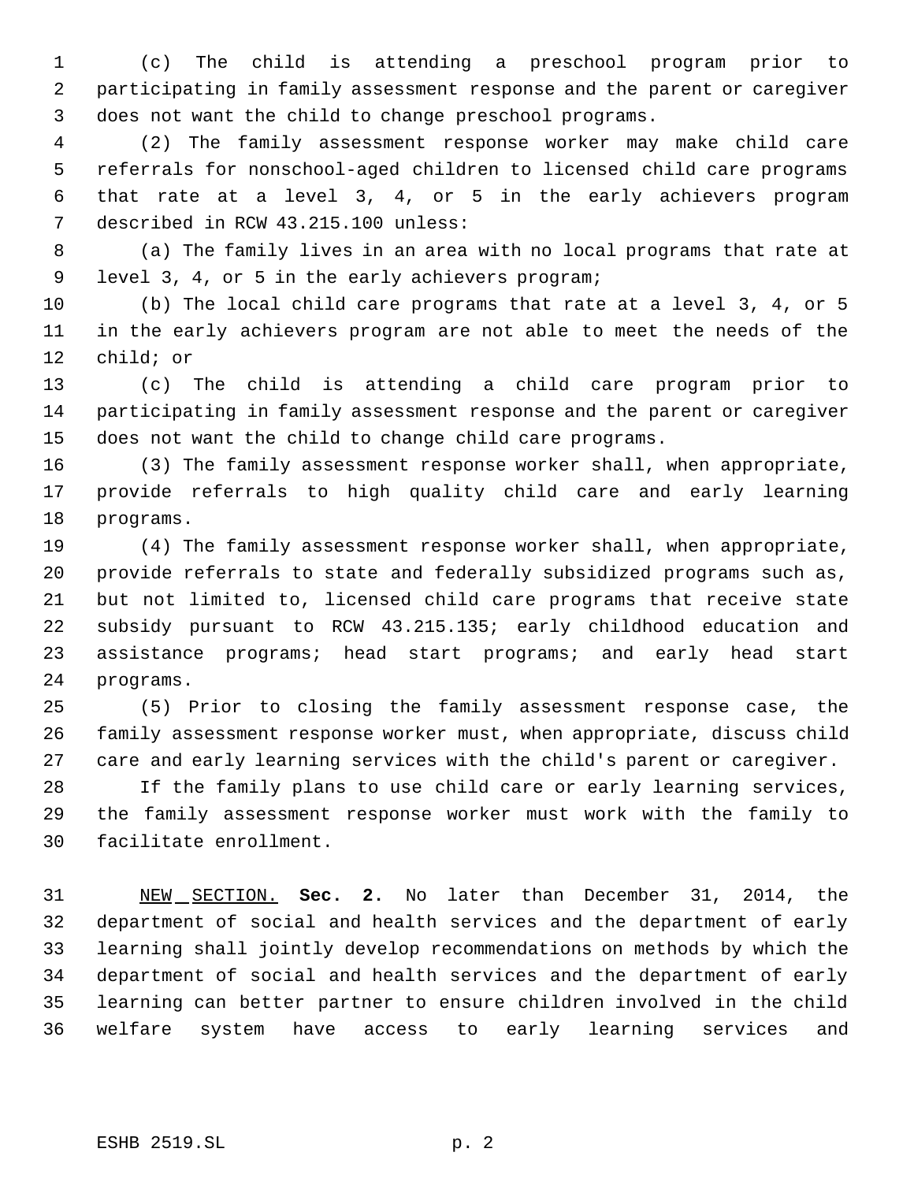(c) The child is attending a preschool program prior to participating in family assessment response and the parent or caregiver does not want the child to change preschool programs.

(2) The family assessment response worker may make child care referrals for nonschool-aged children to licensed child care programs that rate at a level 3, 4, or 5 in the early achievers program described in RCW 43.215.100 unless:

(a) The family lives in an area with no local programs that rate at level 3, 4, or 5 in the early achievers program;

(b) The local child care programs that rate at a level 3, 4, or 5 in the early achievers program are not able to meet the needs of the child; or

(c) The child is attending a child care program prior to participating in family assessment response and the parent or caregiver does not want the child to change child care programs.

(3) The family assessment response worker shall, when appropriate, provide referrals to high quality child care and early learning programs.

(4) The family assessment response worker shall, when appropriate, provide referrals to state and federally subsidized programs such as, but not limited to, licensed child care programs that receive state subsidy pursuant to RCW 43.215.135; early childhood education and assistance programs; head start programs; and early head start programs.

(5) Prior to closing the family assessment response case, the family assessment response worker must, when appropriate, discuss child care and early learning services with the child's parent or caregiver. If the family plans to use child care or early learning services, the family assessment response worker must work with the family to facilitate enrollment.

NEW SECTION. **Sec. 2.** No later than December 31, 2014, the department of social and health services and the department of early learning shall jointly develop recommendations on methods by which the department of social and health services and the department of early learning can better partner to ensure children involved in the child welfare system have access to early learning services and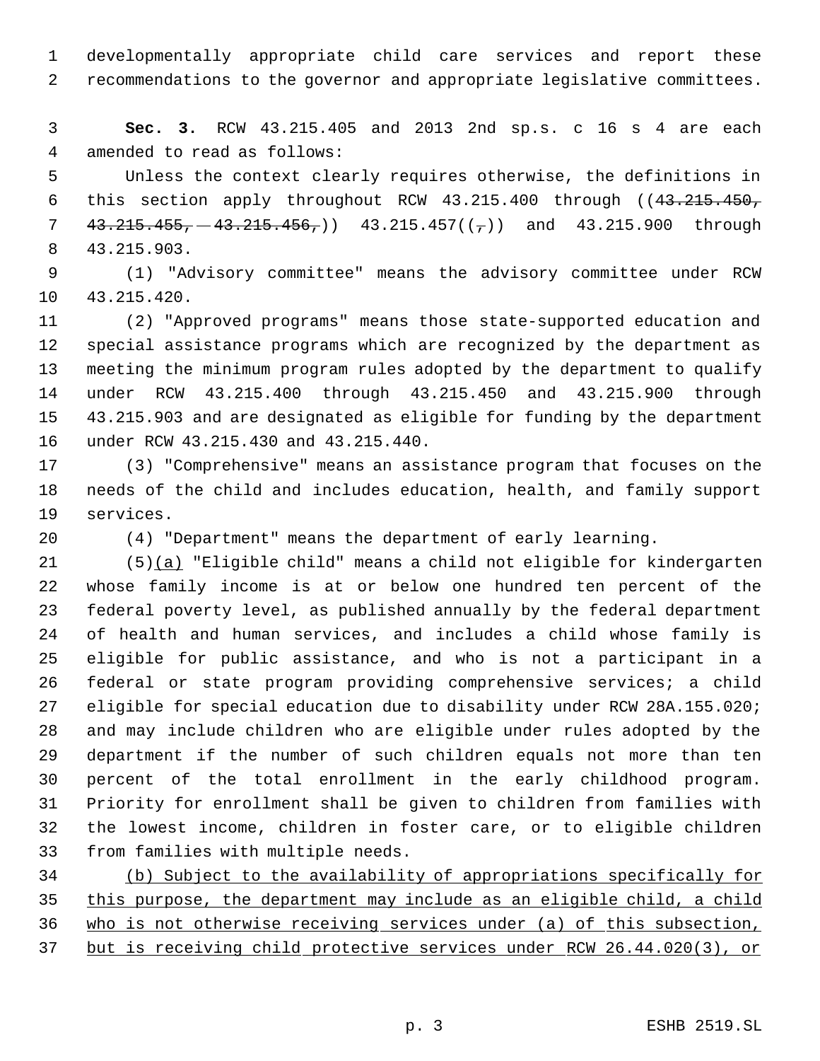developmentally appropriate child care services and report these recommendations to the governor and appropriate legislative committees.

**Sec. 3.** RCW 43.215.405 and 2013 2nd sp.s. c 16 s 4 are each amended to read as follows:

Unless the context clearly requires otherwise, the definitions in this section apply throughout RCW 43.215.400 through ((~~43.215.450, 43.215.455, 43.215.456,~~)) 43.215.457((~~,~~)) and 43.215.900 through 43.215.903.

(1) "Advisory committee" means the advisory committee under RCW 43.215.420.

(2) "Approved programs" means those state-supported education and special assistance programs which are recognized by the department as meeting the minimum program rules adopted by the department to qualify under RCW 43.215.400 through 43.215.450 and 43.215.900 through 43.215.903 and are designated as eligible for funding by the department under RCW 43.215.430 and 43.215.440.

(3) "Comprehensive" means an assistance program that focuses on the needs of the child and includes education, health, and family support services.

(4) "Department" means the department of early learning.

(5)<u>(a)</u> "Eligible child" means a child not eligible for kindergarten whose family income is at or below one hundred ten percent of the federal poverty level, as published annually by the federal department of health and human services, and includes a child whose family is eligible for public assistance, and who is not a participant in a federal or state program providing comprehensive services; a child eligible for special education due to disability under RCW 28A.155.020; and may include children who are eligible under rules adopted by the department if the number of such children equals not more than ten percent of the total enrollment in the early childhood program. Priority for enrollment shall be given to children from families with the lowest income, children in foster care, or to eligible children from families with multiple needs.

<u>(b) Subject to the availability of appropriations specifically for this purpose, the department may include as an eligible child, a child who is not otherwise receiving services under (a) of this subsection, but is receiving child protective services under RCW 26.44.020(3), or</u>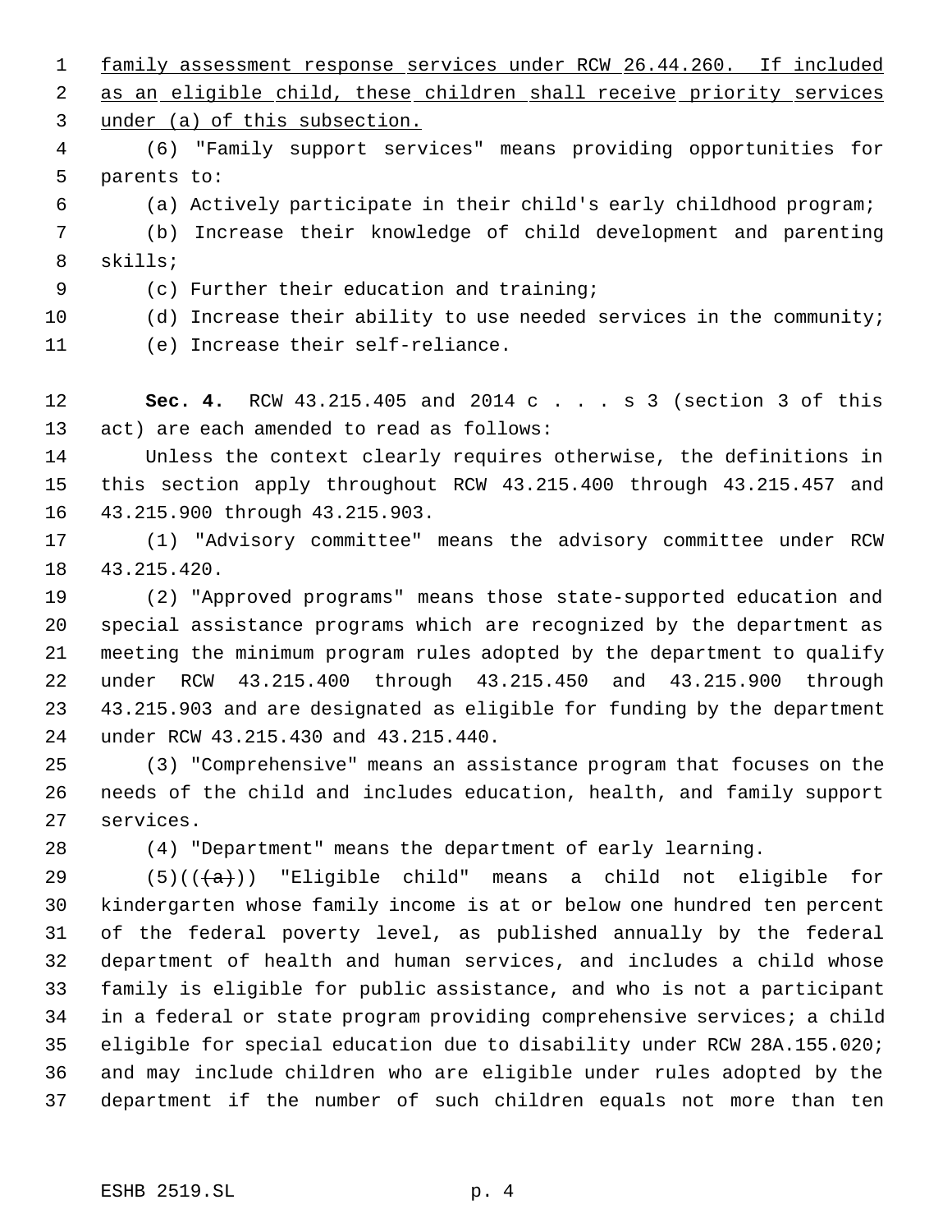family assessment response services under RCW 26.44.260. If included as an eligible child, these children shall receive priority services under (a) of this subsection.

(6) "Family support services" means providing opportunities for parents to:

(a) Actively participate in their child's early childhood program;

(b) Increase their knowledge of child development and parenting skills;

(c) Further their education and training;

(d) Increase their ability to use needed services in the community;

(e) Increase their self-reliance.

**Sec. 4.** RCW 43.215.405 and 2014 c . . . s 3 (section 3 of this act) are each amended to read as follows:

Unless the context clearly requires otherwise, the definitions in this section apply throughout RCW 43.215.400 through 43.215.457 and 43.215.900 through 43.215.903.

(1) "Advisory committee" means the advisory committee under RCW 43.215.420.

(2) "Approved programs" means those state-supported education and special assistance programs which are recognized by the department as meeting the minimum program rules adopted by the department to qualify under RCW 43.215.400 through 43.215.450 and 43.215.900 through 43.215.903 and are designated as eligible for funding by the department under RCW 43.215.430 and 43.215.440.

(3) "Comprehensive" means an assistance program that focuses on the needs of the child and includes education, health, and family support services.

(4) "Department" means the department of early learning.

(5)(((a))) "Eligible child" means a child not eligible for kindergarten whose family income is at or below one hundred ten percent of the federal poverty level, as published annually by the federal department of health and human services, and includes a child whose family is eligible for public assistance, and who is not a participant in a federal or state program providing comprehensive services; a child eligible for special education due to disability under RCW 28A.155.020; and may include children who are eligible under rules adopted by the department if the number of such children equals not more than ten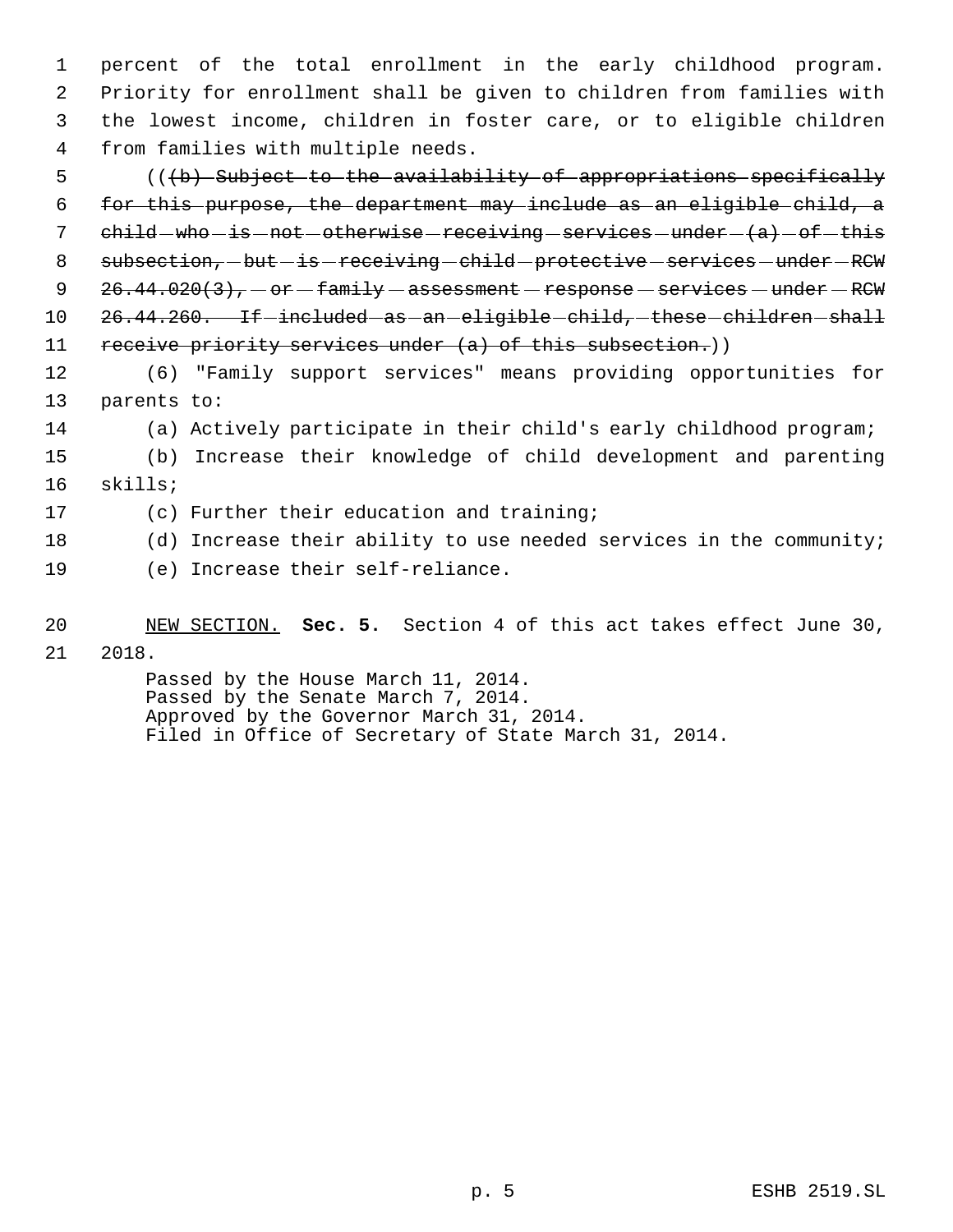percent of the total enrollment in the early childhood program. Priority for enrollment shall be given to children from families with the lowest income, children in foster care, or to eligible children from families with multiple needs.

((~~(b) Subject to the availability of appropriations specifically for this purpose, the department may include as an eligible child, a child who is not otherwise receiving services under (a) of this subsection, but is receiving child protective services under RCW 26.44.020(3), or family assessment response services under RCW 26.44.260. If included as an eligible child, these children shall receive priority services under (a) of this subsection.~~))

(6) "Family support services" means providing opportunities for parents to:

(a) Actively participate in their child's early childhood program;

(b) Increase their knowledge of child development and parenting skills;

(c) Further their education and training;

(d) Increase their ability to use needed services in the community;

(e) Increase their self-reliance.

NEW SECTION. **Sec. 5.** Section 4 of this act takes effect June 30, 2018.

Passed by the House March 11, 2014.
Passed by the Senate March 7, 2014.
Approved by the Governor March 31, 2014.
Filed in Office of Secretary of State March 31, 2014.